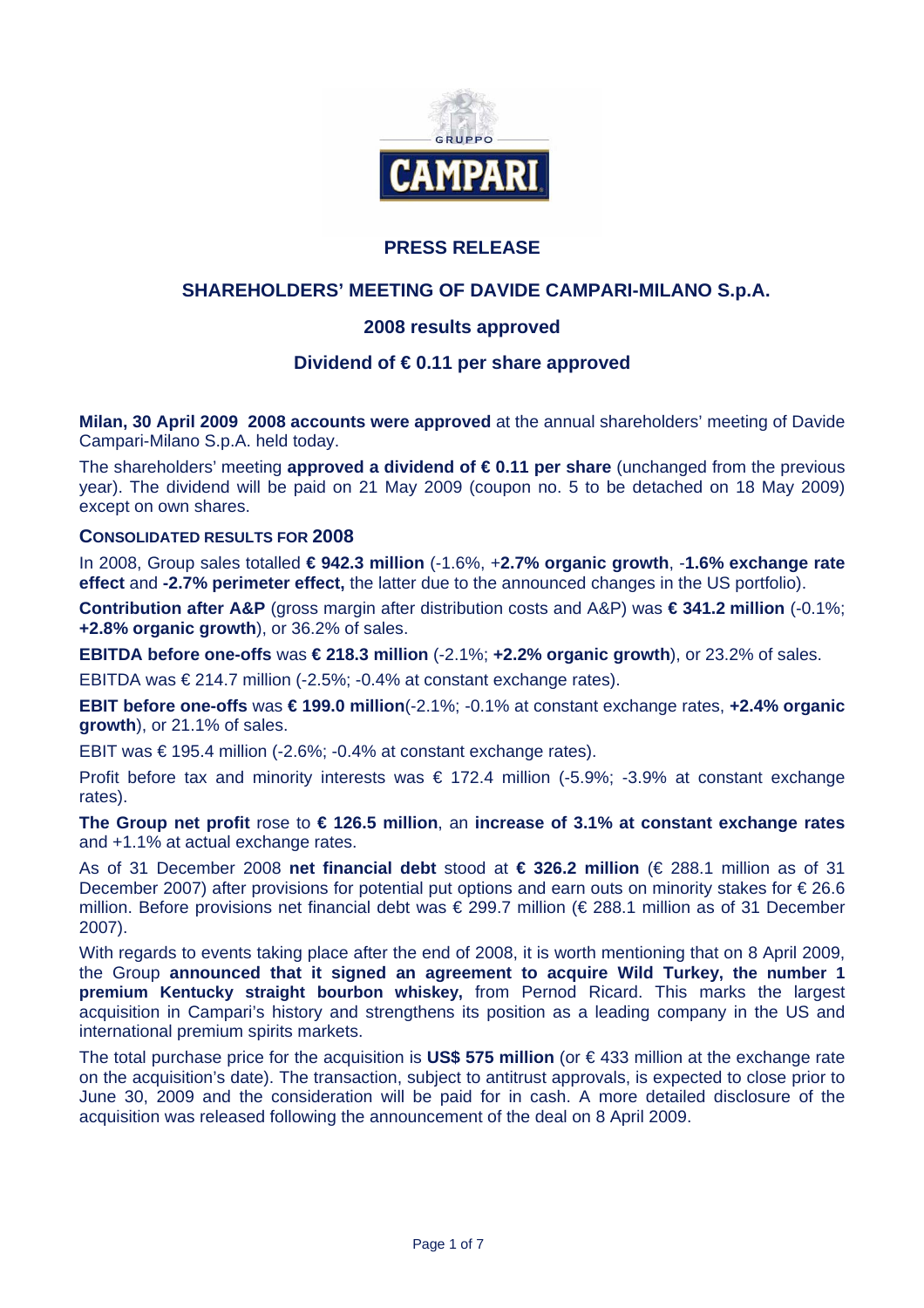# PRESS RELEASE

## SHAREHOLDERS' MEETING OF DAVIDE CAMPARI-MILANO S.p.A.

### 2008 results approved

### Dividend of € 0.11 per share approved

**Milan, 30 April 2009 2008 accounts were approved** at the annual shareholders' meeting of Davide Campari-Milano S.p.A. held today.

The shareholders' meeting **approved a dividend of € 0.11 per share** (unchanged from the previous year). The dividend will be paid on 21 May 2009 (coupon no. 5 to be detached on 18 May 2009) except on own shares.

**CONSOLIDATED RESULTS FOR 2008**

In 2008, Group sales totalled **€ 942.3 million** (-1.6%, +**2.7% organic growth**, -**1.6% exchange rate effect** and **-2.7% perimeter effect,** the latter due to the announced changes in the US portfolio).

**Contribution after A&P** (gross margin after distribution costs and A&P) was **€ 341.2 million** (-0.1%; **+2.8% organic growth**), or 36.2% of sales.

**EBITDA before one-offs** was **€ 218.3 million** (-2.1%; **+2.2% organic growth**), or 23.2% of sales.

EBITDA was € 214.7 million (-2.5%; -0.4% at constant exchange rates).

**EBIT before one-offs** was **€ 199.0 million**(-2.1%; -0.1% at constant exchange rates, **+2.4% organic growth**), or 21.1% of sales.

EBIT was € 195.4 million (-2.6%; -0.4% at constant exchange rates).

Profit before tax and minority interests was € 172.4 million (-5.9%; -3.9% at constant exchange rates).

**The Group net profit** rose to **€ 126.5 million**, an **increase of 3.1% at constant exchange rates** and +1.1% at actual exchange rates.

As of 31 December 2008 **net financial debt** stood at **€ 326.2 million** (€ 288.1 million as of 31 December 2007) after provisions for potential put options and earn outs on minority stakes for € 26.6 million. Before provisions net financial debt was € 299.7 million (€ 288.1 million as of 31 December 2007).

With regards to events taking place after the end of 2008, it is worth mentioning that on 8 April 2009, the Group **announced that it signed an agreement to acquire Wild Turkey, the number 1 premium Kentucky straight bourbon whiskey,** from Pernod Ricard. This marks the largest acquisition in Campari's history and strengthens its position as a leading company in the US and international premium spirits markets.

The total purchase price for the acquisition is **US$ 575 million** (or € 433 million at the exchange rate on the acquisition's date). The transaction, subject to antitrust approvals, is expected to close prior to June 30, 2009 and the consideration will be paid for in cash. A more detailed disclosure of the acquisition was released following the announcement of the deal on 8 April 2009.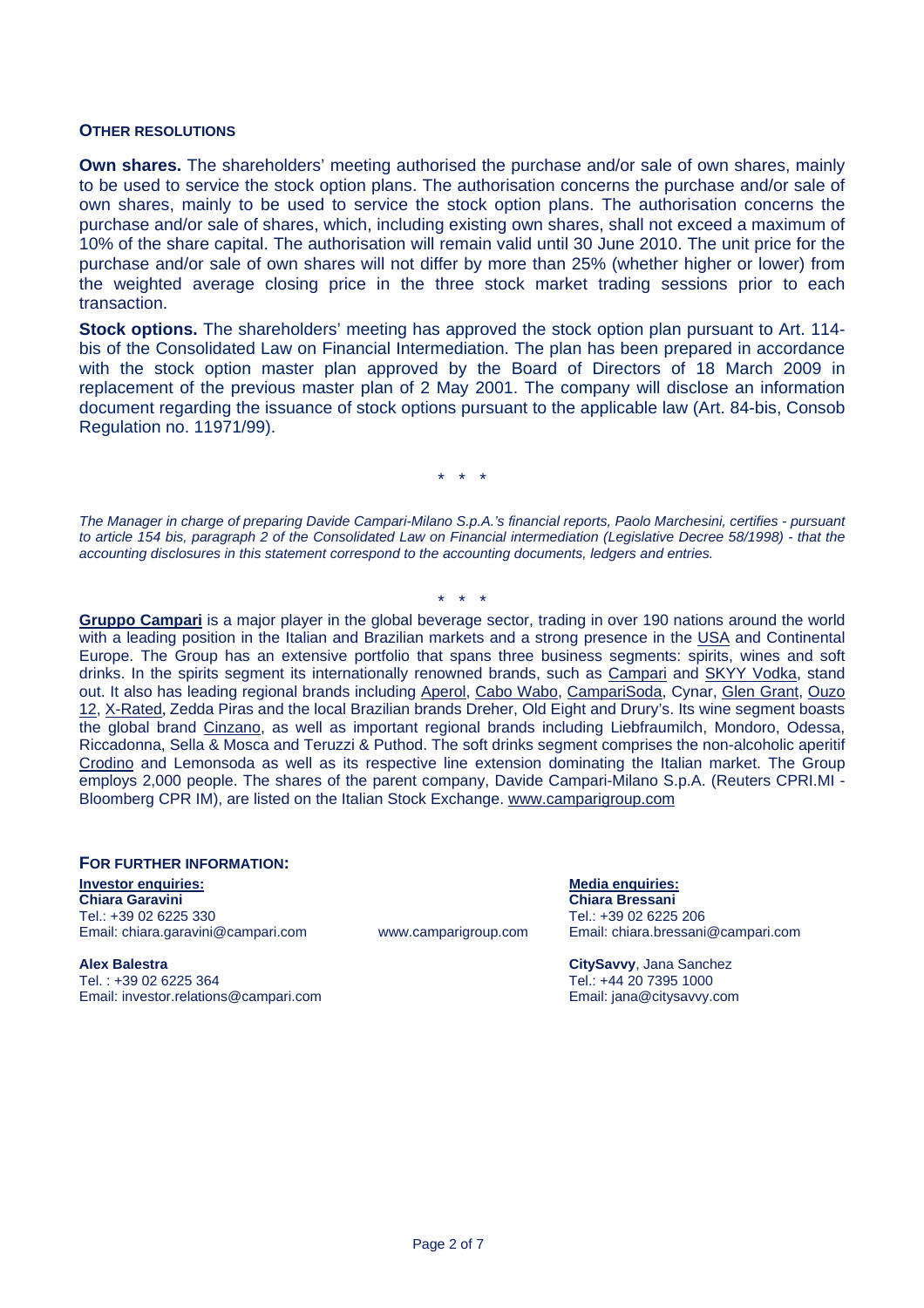**OTHER RESOLUTIONS**

**Own shares.** The shareholders' meeting authorised the purchase and/or sale of own shares, mainly to be used to service the stock option plans. The authorisation concerns the purchase and/or sale of own shares, mainly to be used to service the stock option plans. The authorisation concerns the purchase and/or sale of shares, which, including existing own shares, shall not exceed a maximum of 10% of the share capital. The authorisation will remain valid until 30 June 2010. The unit price for the purchase and/or sale of own shares will not differ by more than 25% (whether higher or lower) from the weighted average closing price in the three stock market trading sessions prior to each transaction.

**Stock options.** The shareholders' meeting has approved the stock option plan pursuant to Art. 114-bis of the Consolidated Law on Financial Intermediation. The plan has been prepared in accordance with the stock option master plan approved by the Board of Directors of 18 March 2009 in replacement of the previous master plan of 2 May 2001. The company will disclose an information document regarding the issuance of stock options pursuant to the applicable law (Art. 84-bis, Consob Regulation no. 11971/99).

\* \* \*

*The Manager in charge of preparing Davide Campari-Milano S.p.A.'s financial reports, Paolo Marchesini, certifies - pursuant to article 154 bis, paragraph 2 of the Consolidated Law on Financial intermediation (Legislative Decree 58/1998) - that the accounting disclosures in this statement correspond to the accounting documents, ledgers and entries.*

\* \* \*

**Gruppo Campari** is a major player in the global beverage sector, trading in over 190 nations around the world with a leading position in the Italian and Brazilian markets and a strong presence in the USA and Continental Europe. The Group has an extensive portfolio that spans three business segments: spirits, wines and soft drinks. In the spirits segment its internationally renowned brands, such as Campari and SKYY Vodka, stand out. It also has leading regional brands including Aperol, Cabo Wabo, CampariSoda, Cynar, Glen Grant, Ouzo 12, X-Rated, Zedda Piras and the local Brazilian brands Dreher, Old Eight and Drury's. Its wine segment boasts the global brand Cinzano, as well as important regional brands including Liebfraumilch, Mondoro, Odessa, Riccadonna, Sella & Mosca and Teruzzi & Puthod. The soft drinks segment comprises the non-alcoholic aperitif Crodino and Lemonsoda as well as its respective line extension dominating the Italian market. The Group employs 2,000 people. The shares of the parent company, Davide Campari-Milano S.p.A. (Reuters CPRI.MI - Bloomberg CPR IM), are listed on the Italian Stock Exchange. www.camparigroup.com

**FOR FURTHER INFORMATION:**

**Investor enquiries:**

**Chiara Garavini**
Tel.: +39 02 6225 330
Email: chiara.garavini@campari.com

**Alex Balestra**
Tel. : +39 02 6225 364
Email: investor.relations@campari.com

www.camparigroup.com

**Media enquiries:**

**Chiara Bressani**
Tel.: +39 02 6225 206
Email: chiara.bressani@campari.com

**CitySavvy**, Jana Sanchez
Tel.: +44 20 7395 1000
Email: jana@citysavvy.com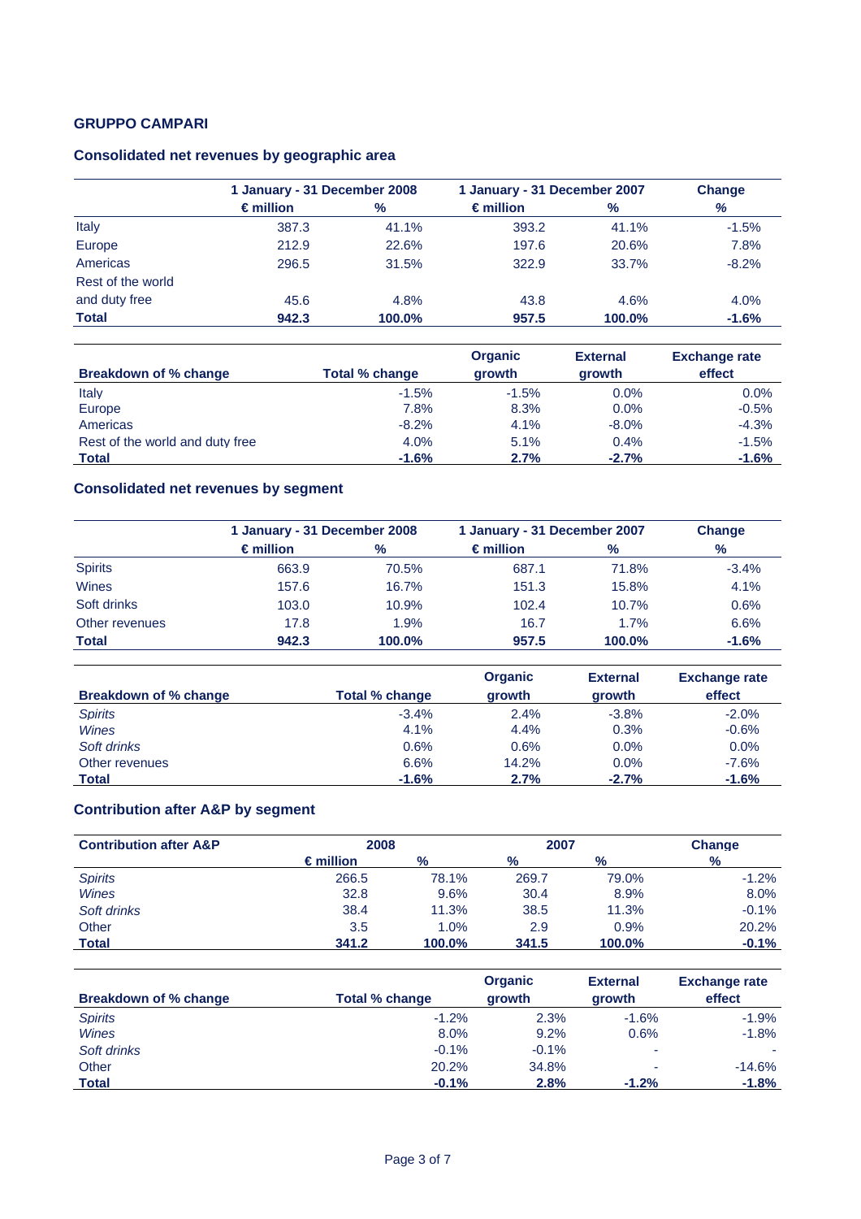**GRUPPO CAMPARI**

## Consolidated net revenues by geographic area

| | 1 January - 31 December 2008 | | 1 January - 31 December 2007 | | Change |
|---|---|---|---|---|---|
| | € million | % | € million | % | % |
| Italy | 387.3 | 41.1% | 393.2 | 41.1% | -1.5% |
| Europe | 212.9 | 22.6% | 197.6 | 20.6% | 7.8% |
| Americas | 296.5 | 31.5% | 322.9 | 33.7% | -8.2% |
| Rest of the world and duty free | 45.6 | 4.8% | 43.8 | 4.6% | 4.0% |
| **Total** | **942.3** | **100.0%** | **957.5** | **100.0%** | **-1.6%** |

| Breakdown of % change | Total % change | Organic growth | External growth | Exchange rate effect |
|---|---|---|---|---|
| Italy | -1.5% | -1.5% | 0.0% | 0.0% |
| Europe | 7.8% | 8.3% | 0.0% | -0.5% |
| Americas | -8.2% | 4.1% | -8.0% | -4.3% |
| Rest of the world and duty free | 4.0% | 5.1% | 0.4% | -1.5% |
| **Total** | **-1.6%** | **2.7%** | **-2.7%** | **-1.6%** |

## Consolidated net revenues by segment

| | 1 January - 31 December 2008 | | 1 January - 31 December 2007 | | Change |
|---|---|---|---|---|---|
| | € million | % | € million | % | % |
| Spirits | 663.9 | 70.5% | 687.1 | 71.8% | -3.4% |
| Wines | 157.6 | 16.7% | 151.3 | 15.8% | 4.1% |
| Soft drinks | 103.0 | 10.9% | 102.4 | 10.7% | 0.6% |
| Other revenues | 17.8 | 1.9% | 16.7 | 1.7% | 6.6% |
| **Total** | **942.3** | **100.0%** | **957.5** | **100.0%** | **-1.6%** |

| Breakdown of % change | Total % change | Organic growth | External growth | Exchange rate effect |
|---|---|---|---|---|
| *Spirits* | -3.4% | 2.4% | -3.8% | -2.0% |
| *Wines* | 4.1% | 4.4% | 0.3% | -0.6% |
| *Soft drinks* | 0.6% | 0.6% | 0.0% | 0.0% |
| Other revenues | 6.6% | 14.2% | 0.0% | -7.6% |
| **Total** | **-1.6%** | **2.7%** | **-2.7%** | **-1.6%** |

## Contribution after A&P by segment

| Contribution after A&P | 2008 | | 2007 | | Change |
|---|---|---|---|---|---|
| | € million | % | % | % | % |
| *Spirits* | 266.5 | 78.1% | 269.7 | 79.0% | -1.2% |
| *Wines* | 32.8 | 9.6% | 30.4 | 8.9% | 8.0% |
| *Soft drinks* | 38.4 | 11.3% | 38.5 | 11.3% | -0.1% |
| Other | 3.5 | 1.0% | 2.9 | 0.9% | 20.2% |
| **Total** | **341.2** | **100.0%** | **341.5** | **100.0%** | **-0.1%** |

| Breakdown of % change | Total % change | Organic growth | External growth | Exchange rate effect |
|---|---|---|---|---|
| *Spirits* | -1.2% | 2.3% | -1.6% | -1.9% |
| *Wines* | 8.0% | 9.2% | 0.6% | -1.8% |
| *Soft drinks* | -0.1% | -0.1% | - | - |
| Other | 20.2% | 34.8% | - | -14.6% |
| **Total** | **-0.1%** | **2.8%** | **-1.2%** | **-1.8%** |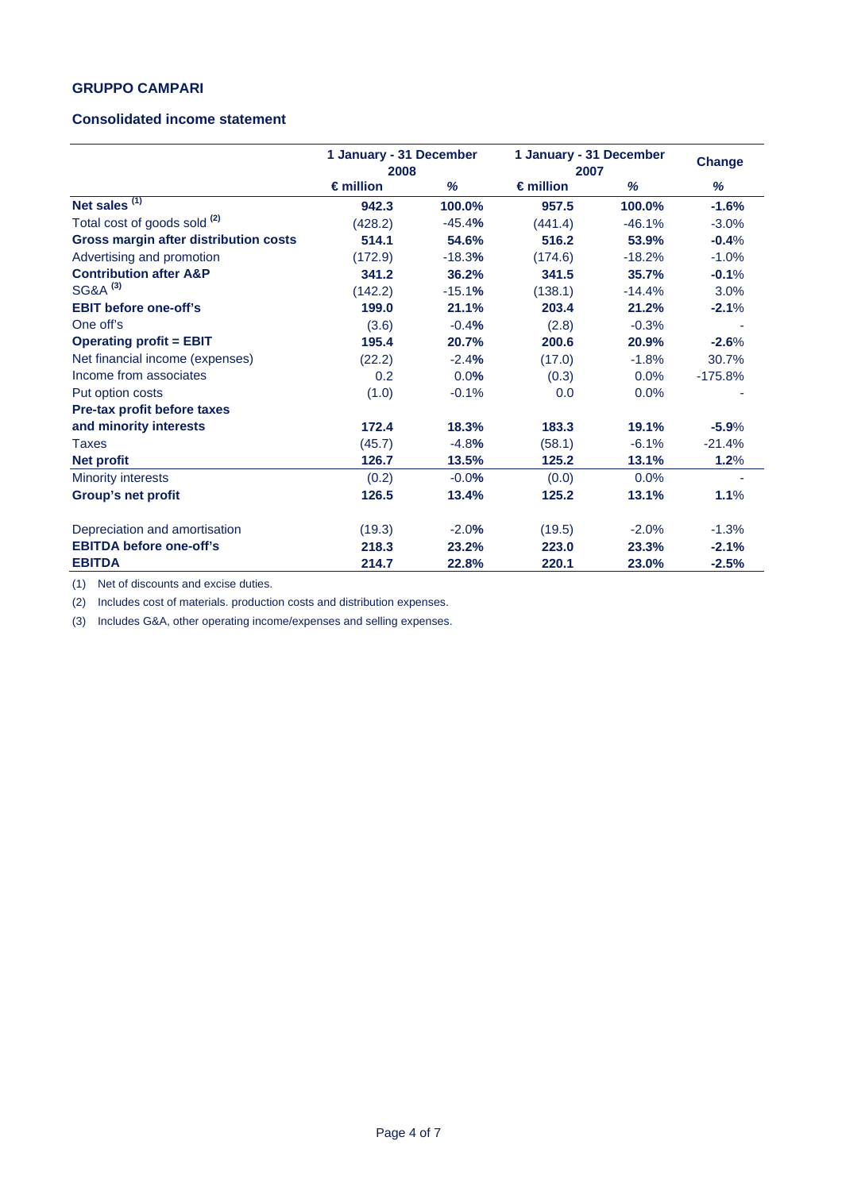**GRUPPO CAMPARI**

**Consolidated income statement**

| | 1 January - 31 December 2008 | | 1 January - 31 December 2007 | | Change |
|---|---|---|---|---|---|
| | € million | % | € million | % | % |
| **Net sales** [(1)] | **942.3** | **100.0%** | **957.5** | **100.0%** | **-1.6%** |
| Total cost of goods sold [(2)] | (428.2) | -45.4% | (441.4) | -46.1% | -3.0% |
| **Gross margin after distribution costs** | **514.1** | **54.6%** | **516.2** | **53.9%** | **-0.4%** |
| Advertising and promotion | (172.9) | -18.3% | (174.6) | -18.2% | -1.0% |
| **Contribution after A&P** | **341.2** | **36.2%** | **341.5** | **35.7%** | **-0.1%** |
| SG&A [(3)] | (142.2) | -15.1% | (138.1) | -14.4% | 3.0% |
| **EBIT before one-off's** | **199.0** | **21.1%** | **203.4** | **21.2%** | **-2.1%** |
| One off's | (3.6) | -0.4% | (2.8) | -0.3% | - |
| **Operating profit = EBIT** | **195.4** | **20.7%** | **200.6** | **20.9%** | **-2.6%** |
| Net financial income (expenses) | (22.2) | -2.4% | (17.0) | -1.8% | 30.7% |
| Income from associates | 0.2 | 0.0% | (0.3) | 0.0% | -175.8% |
| Put option costs | (1.0) | -0.1% | 0.0 | 0.0% | - |
| **Pre-tax profit before taxes and minority interests** | **172.4** | **18.3%** | **183.3** | **19.1%** | **-5.9%** |
| Taxes | (45.7) | -4.8% | (58.1) | -6.1% | -21.4% |
| **Net profit** | **126.7** | **13.5%** | **125.2** | **13.1%** | **1.2%** |
| Minority interests | (0.2) | -0.0% | (0.0) | 0.0% | - |
| **Group's net profit** | **126.5** | **13.4%** | **125.2** | **13.1%** | **1.1%** |
| | | | | | |
| Depreciation and amortisation | (19.3) | -2.0% | (19.5) | -2.0% | -1.3% |
| **EBITDA before one-off's** | **218.3** | **23.2%** | **223.0** | **23.3%** | **-2.1%** |
| **EBITDA** | **214.7** | **22.8%** | **220.1** | **23.0%** | **-2.5%** |

(1) Net of discounts and excise duties.

(2) Includes cost of materials. production costs and distribution expenses.

(3) Includes G&A, other operating income/expenses and selling expenses.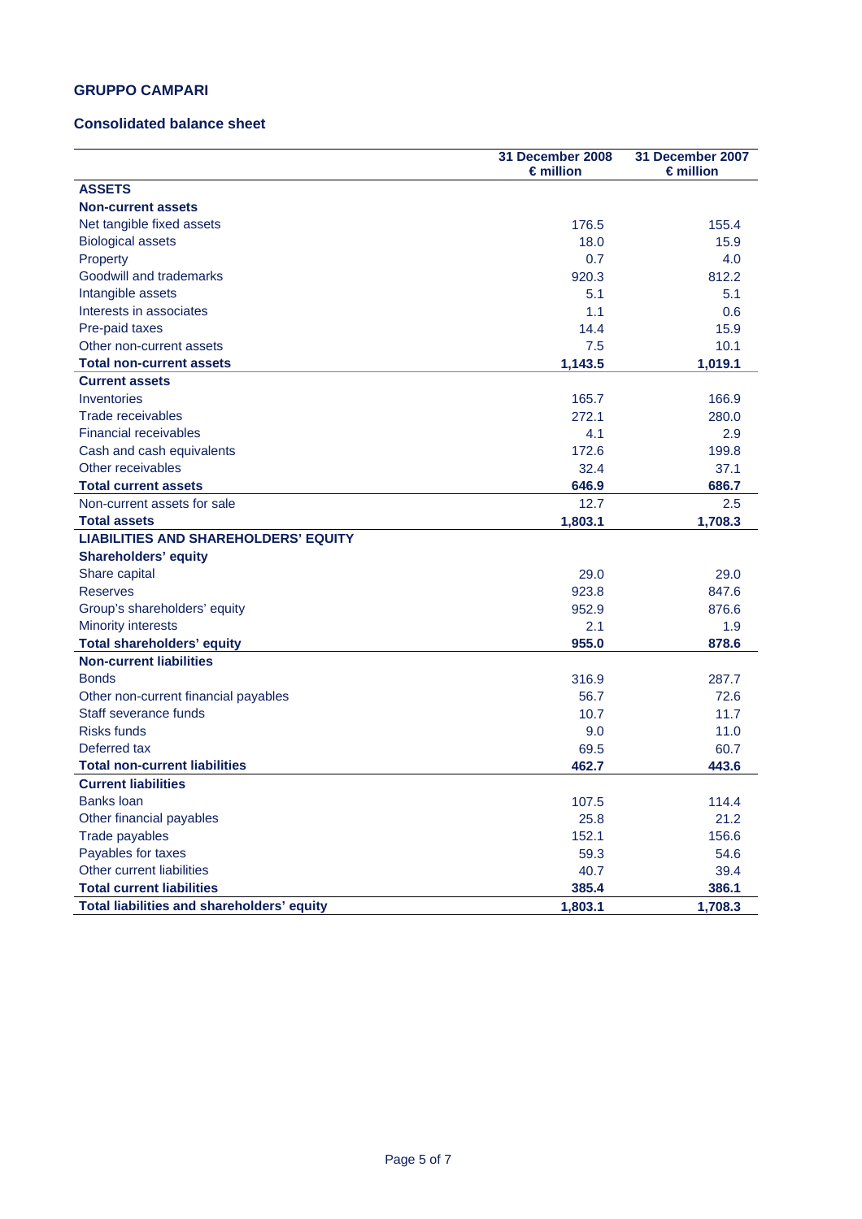**GRUPPO CAMPARI**

**Consolidated balance sheet**

| | 31 December 2008 € million | 31 December 2007 € million |
|---|---|---|
| **ASSETS** | | |
| **Non-current assets** | | |
| Net tangible fixed assets | 176.5 | 155.4 |
| Biological assets | 18.0 | 15.9 |
| Property | 0.7 | 4.0 |
| Goodwill and trademarks | 920.3 | 812.2 |
| Intangible assets | 5.1 | 5.1 |
| Interests in associates | 1.1 | 0.6 |
| Pre-paid taxes | 14.4 | 15.9 |
| Other non-current assets | 7.5 | 10.1 |
| **Total non-current assets** | **1,143.5** | **1,019.1** |
| **Current assets** | | |
| Inventories | 165.7 | 166.9 |
| Trade receivables | 272.1 | 280.0 |
| Financial receivables | 4.1 | 2.9 |
| Cash and cash equivalents | 172.6 | 199.8 |
| Other receivables | 32.4 | 37.1 |
| **Total current assets** | **646.9** | **686.7** |
| Non-current assets for sale | 12.7 | 2.5 |
| **Total assets** | **1,803.1** | **1,708.3** |
| **LIABILITIES AND SHAREHOLDERS' EQUITY** | | |
| **Shareholders' equity** | | |
| Share capital | 29.0 | 29.0 |
| Reserves | 923.8 | 847.6 |
| Group's shareholders' equity | 952.9 | 876.6 |
| Minority interests | 2.1 | 1.9 |
| **Total shareholders' equity** | **955.0** | **878.6** |
| **Non-current liabilities** | | |
| Bonds | 316.9 | 287.7 |
| Other non-current financial payables | 56.7 | 72.6 |
| Staff severance funds | 10.7 | 11.7 |
| Risks funds | 9.0 | 11.0 |
| Deferred tax | 69.5 | 60.7 |
| **Total non-current liabilities** | **462.7** | **443.6** |
| **Current liabilities** | | |
| Banks loan | 107.5 | 114.4 |
| Other financial payables | 25.8 | 21.2 |
| Trade payables | 152.1 | 156.6 |
| Payables for taxes | 59.3 | 54.6 |
| Other current liabilities | 40.7 | 39.4 |
| **Total current liabilities** | **385.4** | **386.1** |
| **Total liabilities and shareholders' equity** | **1,803.1** | **1,708.3** |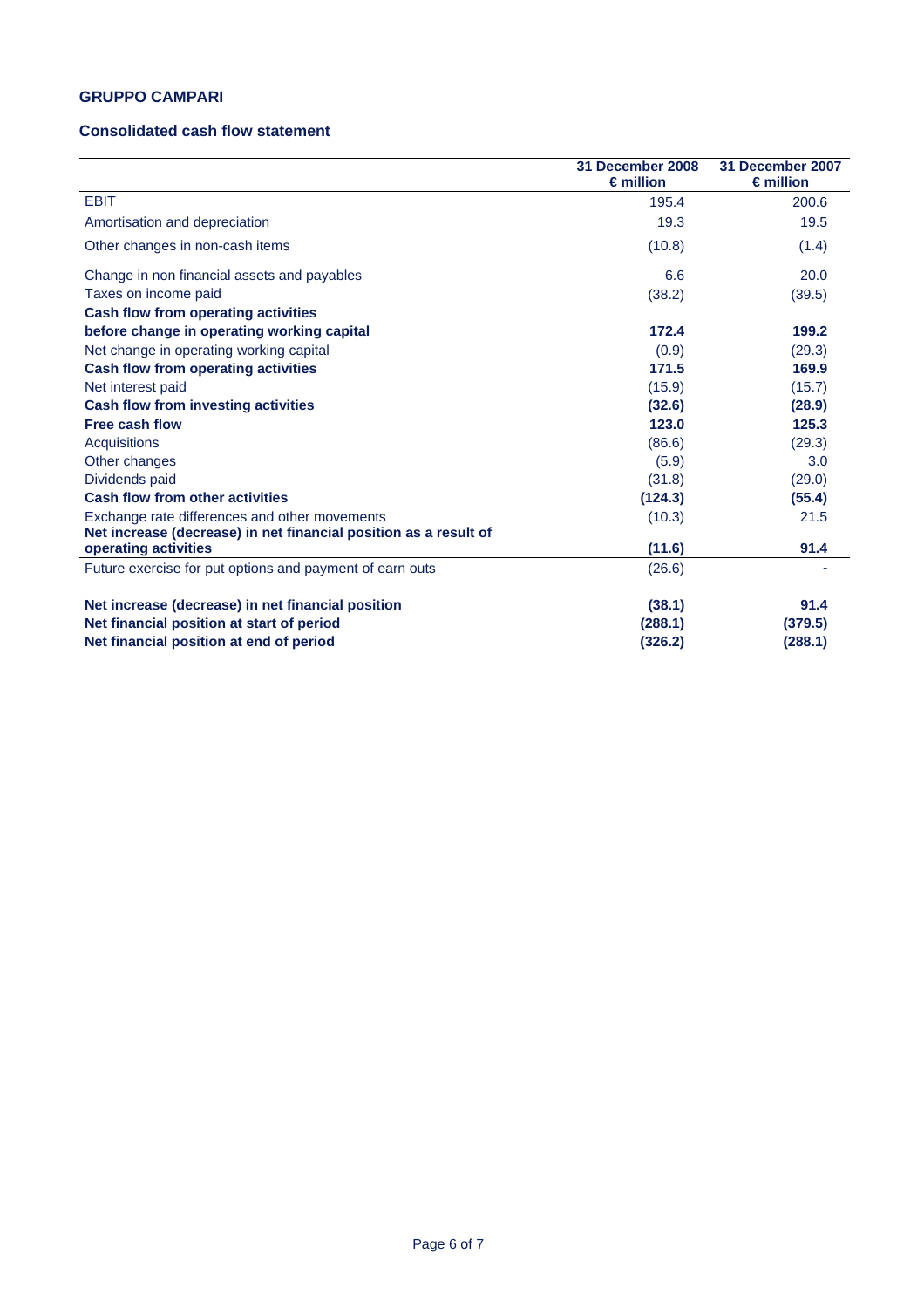**GRUPPO CAMPARI**

**Consolidated cash flow statement**

| | 31 December 2008 € million | 31 December 2007 € million |
|---|---|---|
| EBIT | 195.4 | 200.6 |
| Amortisation and depreciation | 19.3 | 19.5 |
| Other changes in non-cash items | (10.8) | (1.4) |
| Change in non financial assets and payables | 6.6 | 20.0 |
| Taxes on income paid | (38.2) | (39.5) |
| **Cash flow from operating activities before change in operating working capital** | **172.4** | **199.2** |
| Net change in operating working capital | (0.9) | (29.3) |
| **Cash flow from operating activities** | **171.5** | **169.9** |
| Net interest paid | (15.9) | (15.7) |
| **Cash flow from investing activities** | **(32.6)** | **(28.9)** |
| **Free cash flow** | **123.0** | **125.3** |
| Acquisitions | (86.6) | (29.3) |
| Other changes | (5.9) | 3.0 |
| Dividends paid | (31.8) | (29.0) |
| **Cash flow from other activities** | **(124.3)** | **(55.4)** |
| Exchange rate differences and other movements | (10.3) | 21.5 |
| **Net increase (decrease) in net financial position as a result of operating activities** | **(11.6)** | **91.4** |
| Future exercise for put options and payment of earn outs | (26.6) | - |
| **Net increase (decrease) in net financial position** | **(38.1)** | **91.4** |
| **Net financial position at start of period** | **(288.1)** | **(379.5)** |
| **Net financial position at end of period** | **(326.2)** | **(288.1)** |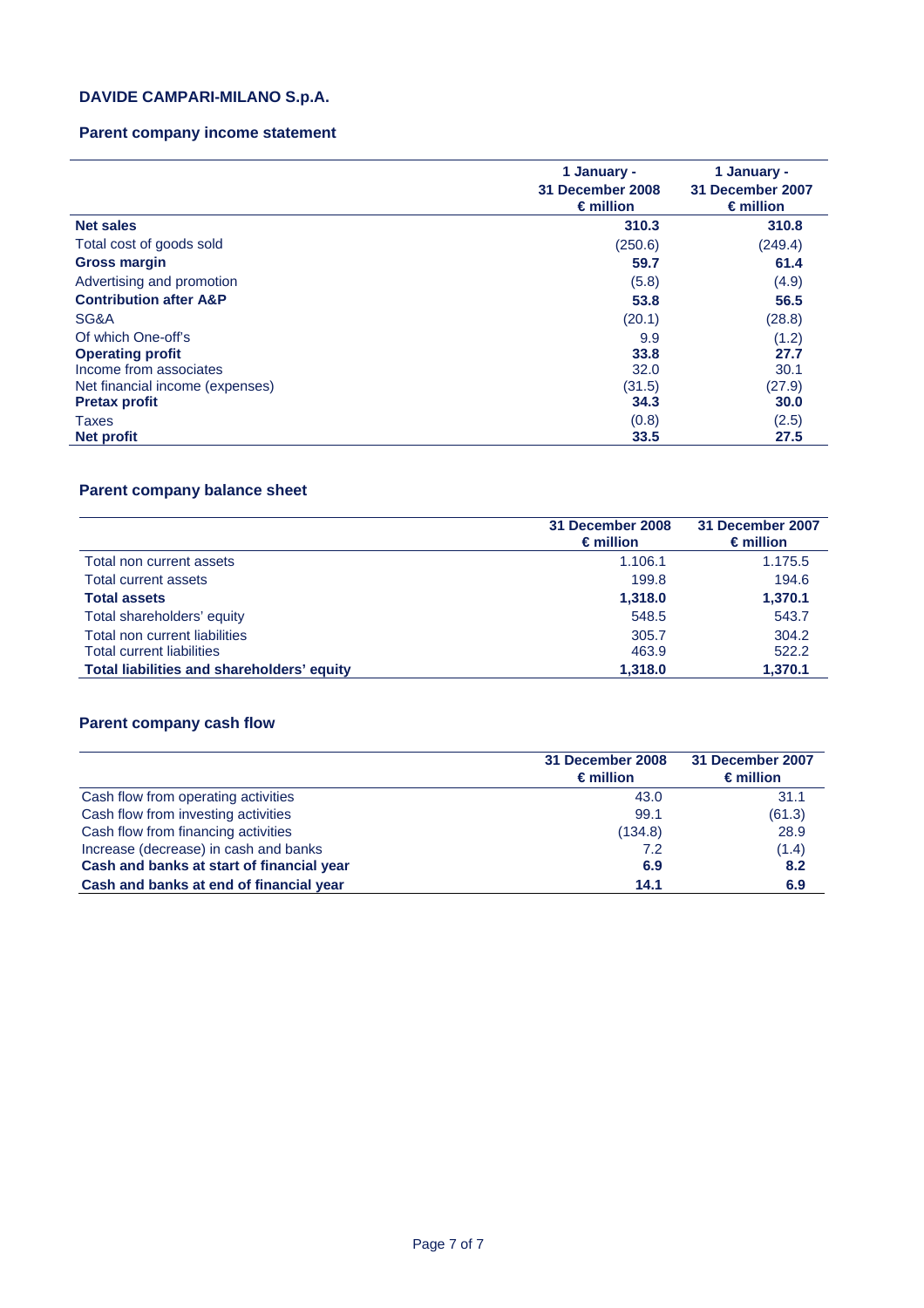**DAVIDE CAMPARI-MILANO S.p.A.**

## Parent company income statement

| | 1 January - 31 December 2008 € million | 1 January - 31 December 2007 € million |
|---|---|---|
| **Net sales** | **310.3** | **310.8** |
| Total cost of goods sold | (250.6) | (249.4) |
| **Gross margin** | **59.7** | **61.4** |
| Advertising and promotion | (5.8) | (4.9) |
| **Contribution after A&P** | **53.8** | **56.5** |
| SG&A | (20.1) | (28.8) |
| Of which One-off's | 9.9 | (1.2) |
| **Operating profit** | **33.8** | **27.7** |
| Income from associates | 32.0 | 30.1 |
| Net financial income (expenses) | (31.5) | (27.9) |
| **Pretax profit** | **34.3** | **30.0** |
| Taxes | (0.8) | (2.5) |
| **Net profit** | **33.5** | **27.5** |

## Parent company balance sheet

| | 31 December 2008 € million | 31 December 2007 € million |
|---|---|---|
| Total non current assets | 1.106.1 | 1.175.5 |
| Total current assets | 199.8 | 194.6 |
| **Total assets** | **1,318.0** | **1,370.1** |
| Total shareholders' equity | 548.5 | 543.7 |
| Total non current liabilities | 305.7 | 304.2 |
| Total current liabilities | 463.9 | 522.2 |
| **Total liabilities and shareholders' equity** | **1,318.0** | **1,370.1** |

## Parent company cash flow

| | 31 December 2008 € million | 31 December 2007 € million |
|---|---|---|
| Cash flow from operating activities | 43.0 | 31.1 |
| Cash flow from investing activities | 99.1 | (61.3) |
| Cash flow from financing activities | (134.8) | 28.9 |
| Increase (decrease) in cash and banks | 7.2 | (1.4) |
| **Cash and banks at start of financial year** | **6.9** | **8.2** |
| **Cash and banks at end of financial year** | **14.1** | **6.9** |